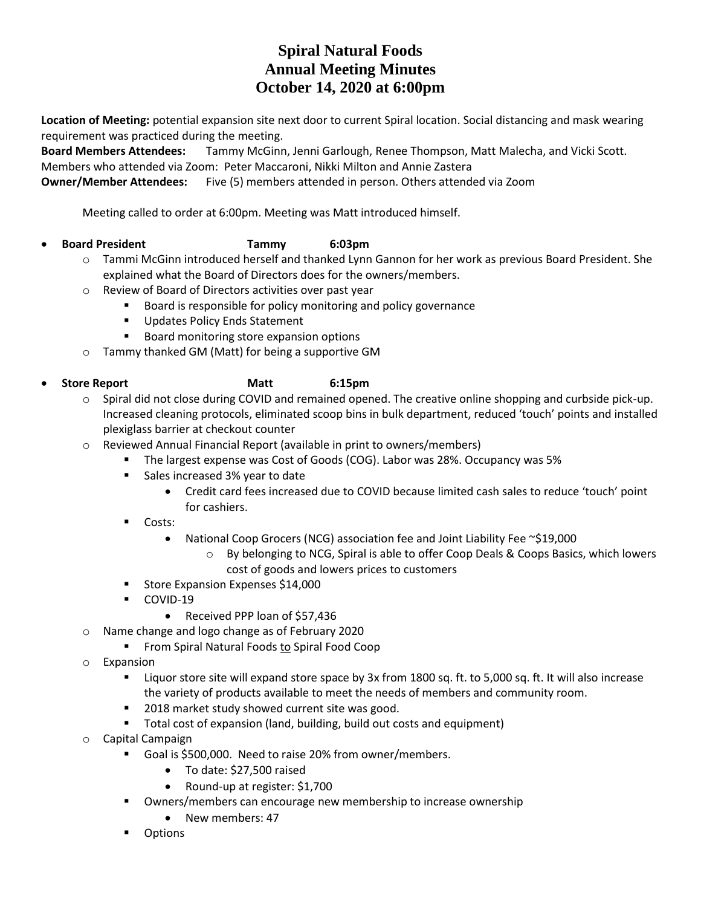# Spiral Natural Foods
# Annual Meeting Minutes
# October 14, 2020 at 6:00pm

**Location of Meeting:** potential expansion site next door to current Spiral location. Social distancing and mask wearing requirement was practiced during the meeting.

**Board Members Attendees:** Tammy McGinn, Jenni Garlough, Renee Thompson, Matt Malecha, and Vicki Scott. Members who attended via Zoom: Peter Maccaroni, Nikki Milton and Annie Zastera

**Owner/Member Attendees:** Five (5) members attended in person. Others attended via Zoom

Meeting called to order at 6:00pm. Meeting was Matt introduced himself.

- **Board President Tammy 6:03pm**
  - Tammi McGinn introduced herself and thanked Lynn Gannon for her work as previous Board President. She explained what the Board of Directors does for the owners/members.
  - Review of Board of Directors activities over past year
    - Board is responsible for policy monitoring and policy governance
    - Updates Policy Ends Statement
    - Board monitoring store expansion options
  - Tammy thanked GM (Matt) for being a supportive GM

- **Store Report Matt 6:15pm**
  - Spiral did not close during COVID and remained opened. The creative online shopping and curbside pick-up. Increased cleaning protocols, eliminated scoop bins in bulk department, reduced 'touch' points and installed plexiglass barrier at checkout counter
  - Reviewed Annual Financial Report (available in print to owners/members)
    - The largest expense was Cost of Goods (COG). Labor was 28%. Occupancy was 5%
    - Sales increased 3% year to date
      - Credit card fees increased due to COVID because limited cash sales to reduce 'touch' point for cashiers.
    - Costs:
      - National Coop Grocers (NCG) association fee and Joint Liability Fee ~$19,000
        - By belonging to NCG, Spiral is able to offer Coop Deals & Coops Basics, which lowers cost of goods and lowers prices to customers
    - Store Expansion Expenses $14,000
    - COVID-19
      - Received PPP loan of $57,436
  - Name change and logo change as of February 2020
    - From Spiral Natural Foods to Spiral Food Coop
  - Expansion
    - Liquor store site will expand store space by 3x from 1800 sq. ft. to 5,000 sq. ft. It will also increase the variety of products available to meet the needs of members and community room.
    - 2018 market study showed current site was good.
    - Total cost of expansion (land, building, build out costs and equipment)
  - Capital Campaign
    - Goal is $500,000. Need to raise 20% from owner/members.
      - To date: $27,500 raised
      - Round-up at register: $1,700
    - Owners/members can encourage new membership to increase ownership
      - New members: 47
    - Options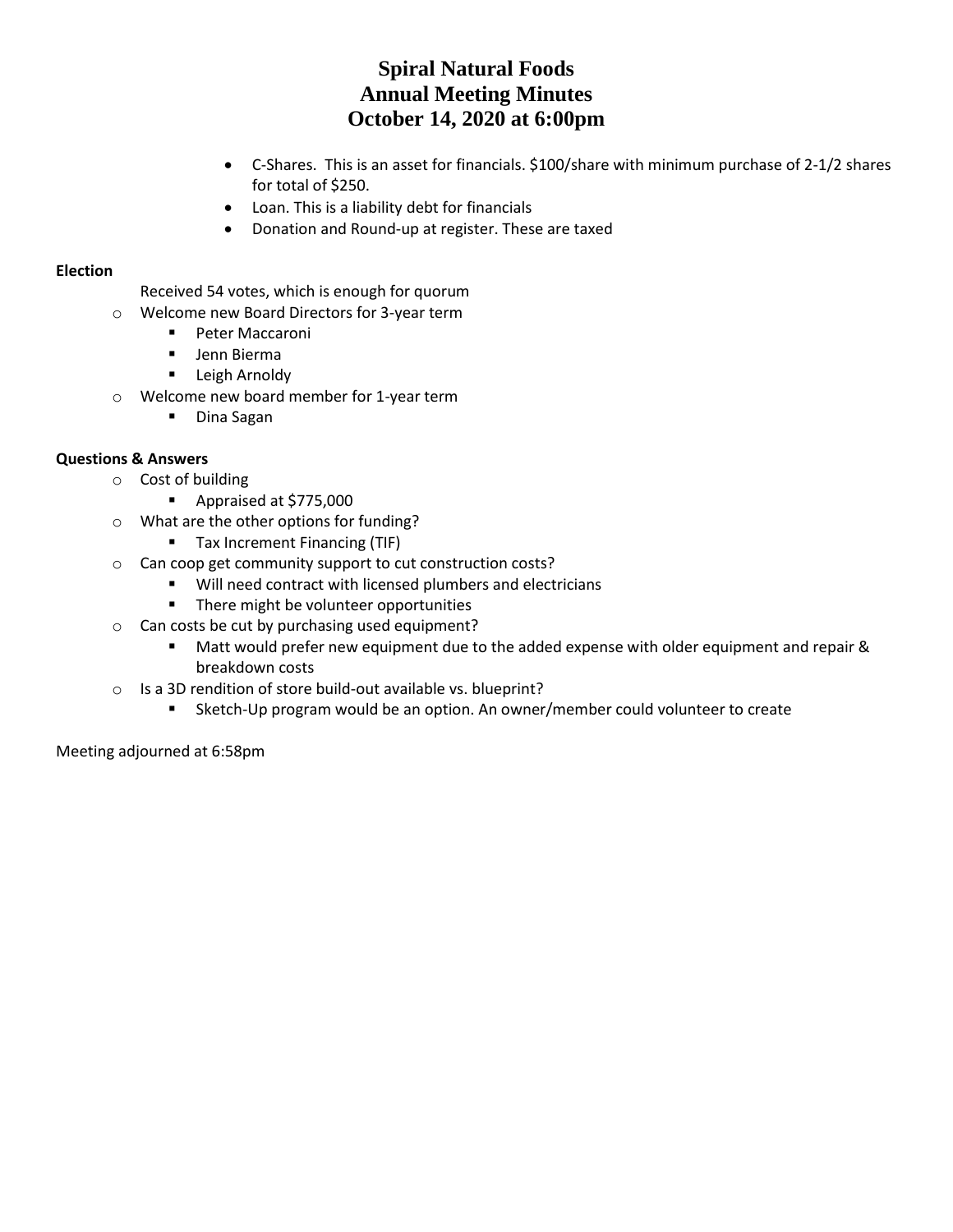# Spiral Natural Foods
# Annual Meeting Minutes
# October 14, 2020 at 6:00pm

- C-Shares. This is an asset for financials. $100/share with minimum purchase of 2-1/2 shares for total of $250.
- Loan. This is a liability debt for financials
- Donation and Round-up at register. These are taxed

**Election**

Received 54 votes, which is enough for quorum

- Welcome new Board Directors for 3-year term
  - Peter Maccaroni
  - Jenn Bierma
  - Leigh Arnoldy
- Welcome new board member for 1-year term
  - Dina Sagan

**Questions & Answers**

- Cost of building
  - Appraised at $775,000
- What are the other options for funding?
  - Tax Increment Financing (TIF)
- Can coop get community support to cut construction costs?
  - Will need contract with licensed plumbers and electricians
  - There might be volunteer opportunities
- Can costs be cut by purchasing used equipment?
  - Matt would prefer new equipment due to the added expense with older equipment and repair & breakdown costs
- Is a 3D rendition of store build-out available vs. blueprint?
  - Sketch-Up program would be an option. An owner/member could volunteer to create

Meeting adjourned at 6:58pm